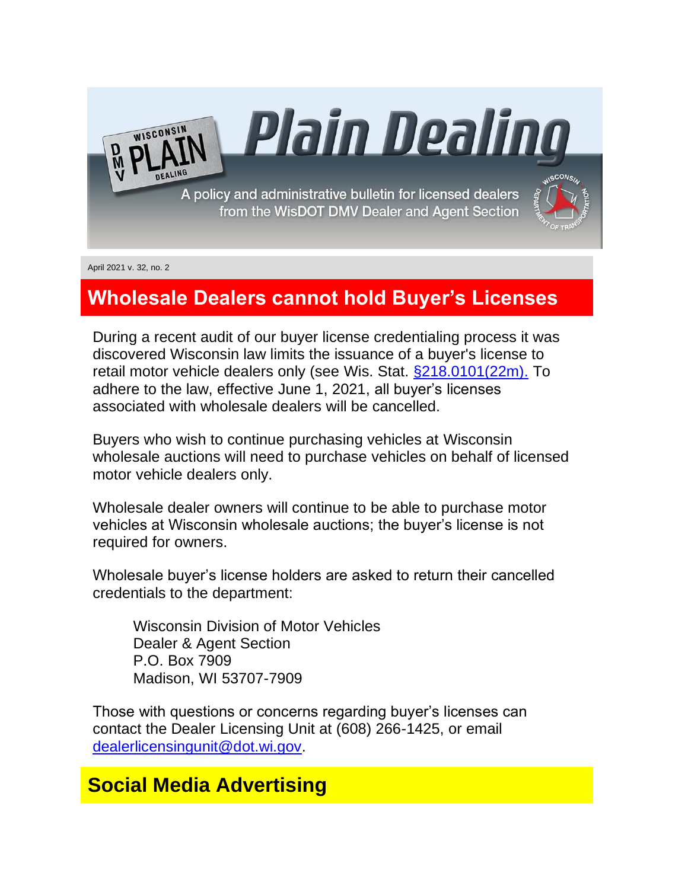# Plain Dealing

A policy and administrative bulletin for licensed dealers from the WisDOT DMV Dealer and Agent Section

April 2021 v. 32, no. 2

## Wholesale Dealers cannot hold Buyer's Licenses

During a recent audit of our buyer license credentialing process it was discovered Wisconsin law limits the issuance of a buyer's license to retail motor vehicle dealers only (see Wis. Stat. §218.0101(22m).) To adhere to the law, effective June 1, 2021, all buyer's licenses associated with wholesale dealers will be cancelled.

Buyers who wish to continue purchasing vehicles at Wisconsin wholesale auctions will need to purchase vehicles on behalf of licensed motor vehicle dealers only.

Wholesale dealer owners will continue to be able to purchase motor vehicles at Wisconsin wholesale auctions; the buyer's license is not required for owners.

Wholesale buyer's license holders are asked to return their cancelled credentials to the department:

Wisconsin Division of Motor Vehicles
Dealer & Agent Section
P.O. Box 7909
Madison, WI 53707-7909

Those with questions or concerns regarding buyer's licenses can contact the Dealer Licensing Unit at (608) 266-1425, or email dealerlicensingunit@dot.wi.gov.

## Social Media Advertising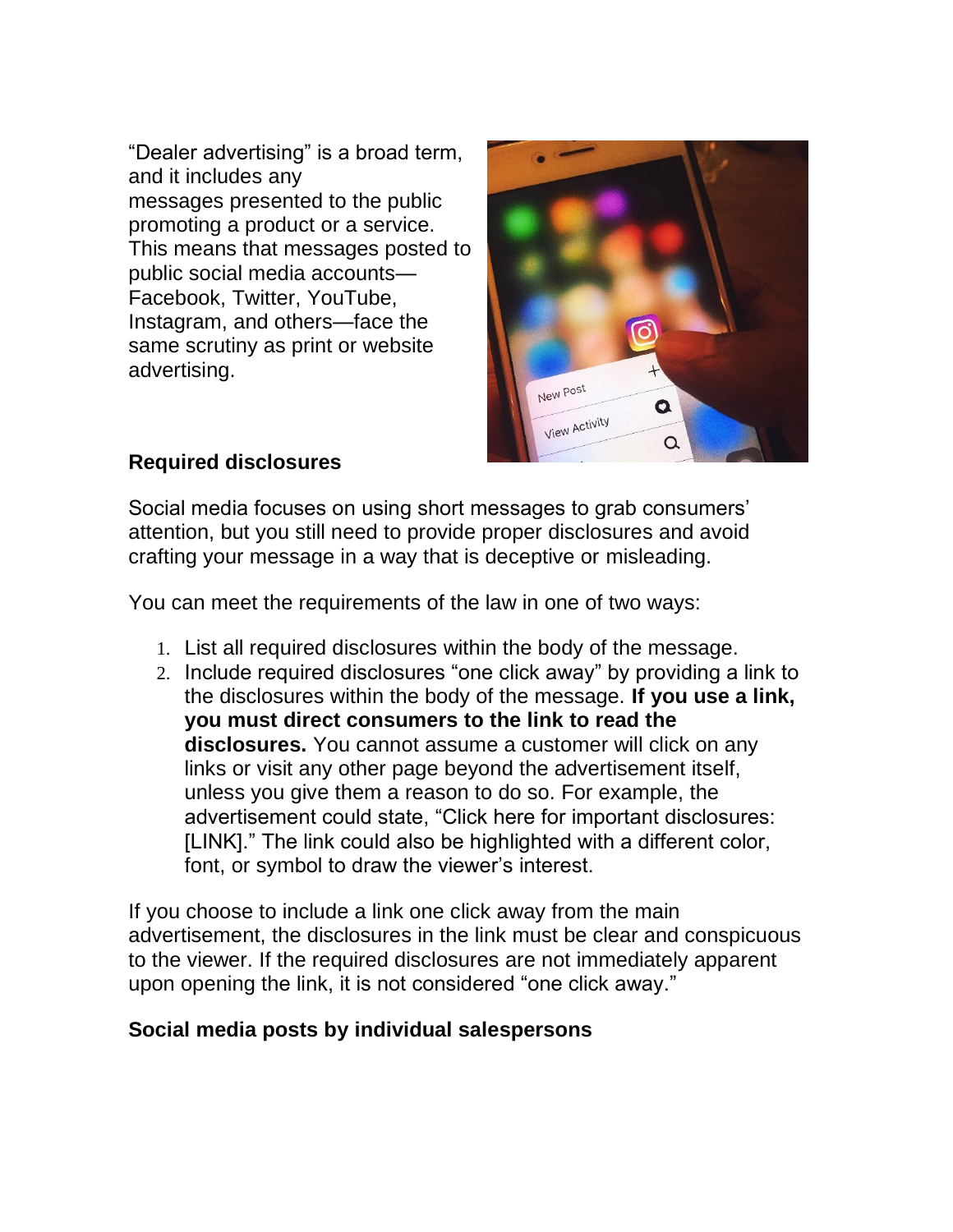"Dealer advertising" is a broad term, and it includes any messages presented to the public promoting a product or a service. This means that messages posted to public social media accounts—Facebook, Twitter, YouTube, Instagram, and others—face the same scrutiny as print or website advertising.

### Required disclosures

Social media focuses on using short messages to grab consumers' attention, but you still need to provide proper disclosures and avoid crafting your message in a way that is deceptive or misleading.

You can meet the requirements of the law in one of two ways:

1. List all required disclosures within the body of the message.
2. Include required disclosures "one click away" by providing a link to the disclosures within the body of the message. **If you use a link, you must direct consumers to the link to read the disclosures.** You cannot assume a customer will click on any links or visit any other page beyond the advertisement itself, unless you give them a reason to do so. For example, the advertisement could state, "Click here for important disclosures: [LINK]." The link could also be highlighted with a different color, font, or symbol to draw the viewer's interest.

If you choose to include a link one click away from the main advertisement, the disclosures in the link must be clear and conspicuous to the viewer. If the required disclosures are not immediately apparent upon opening the link, it is not considered "one click away."

### Social media posts by individual salespersons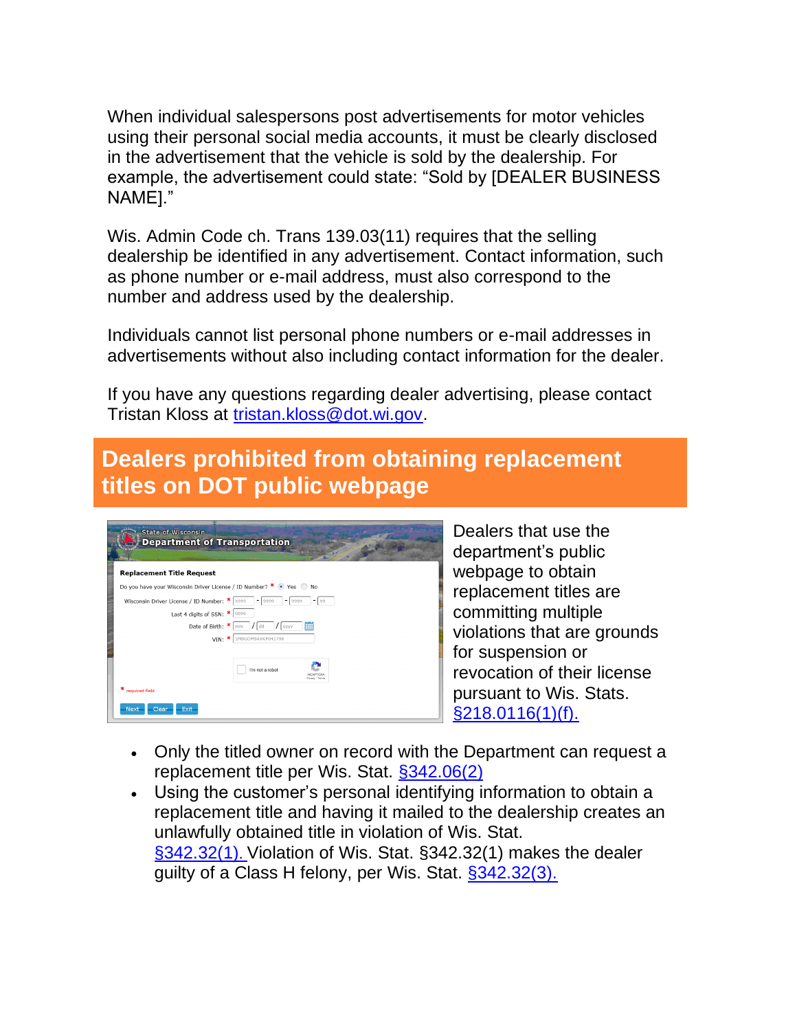When individual salespersons post advertisements for motor vehicles using their personal social media accounts, it must be clearly disclosed in the advertisement that the vehicle is sold by the dealership. For example, the advertisement could state: "Sold by [DEALER BUSINESS NAME]."

Wis. Admin Code ch. Trans 139.03(11) requires that the selling dealership be identified in any advertisement. Contact information, such as phone number or e-mail address, must also correspond to the number and address used by the dealership.

Individuals cannot list personal phone numbers or e-mail addresses in advertisements without also including contact information for the dealer.

If you have any questions regarding dealer advertising, please contact Tristan Kloss at [tristan.kloss@dot.wi.gov](mailto:tristan.kloss@dot.wi.gov).

## Dealers prohibited from obtaining replacement titles on DOT public webpage

Dealers that use the department's public webpage to obtain replacement titles are committing multiple violations that are grounds for suspension or revocation of their license pursuant to Wis. Stats. §218.0116(1)(f).

- Only the titled owner on record with the Department can request a replacement title per Wis. Stat. §342.06(2)
- Using the customer's personal identifying information to obtain a replacement title and having it mailed to the dealership creates an unlawfully obtained title in violation of Wis. Stat. §342.32(1). Violation of Wis. Stat. §342.32(1) makes the dealer guilty of a Class H felony, per Wis. Stat. §342.32(3).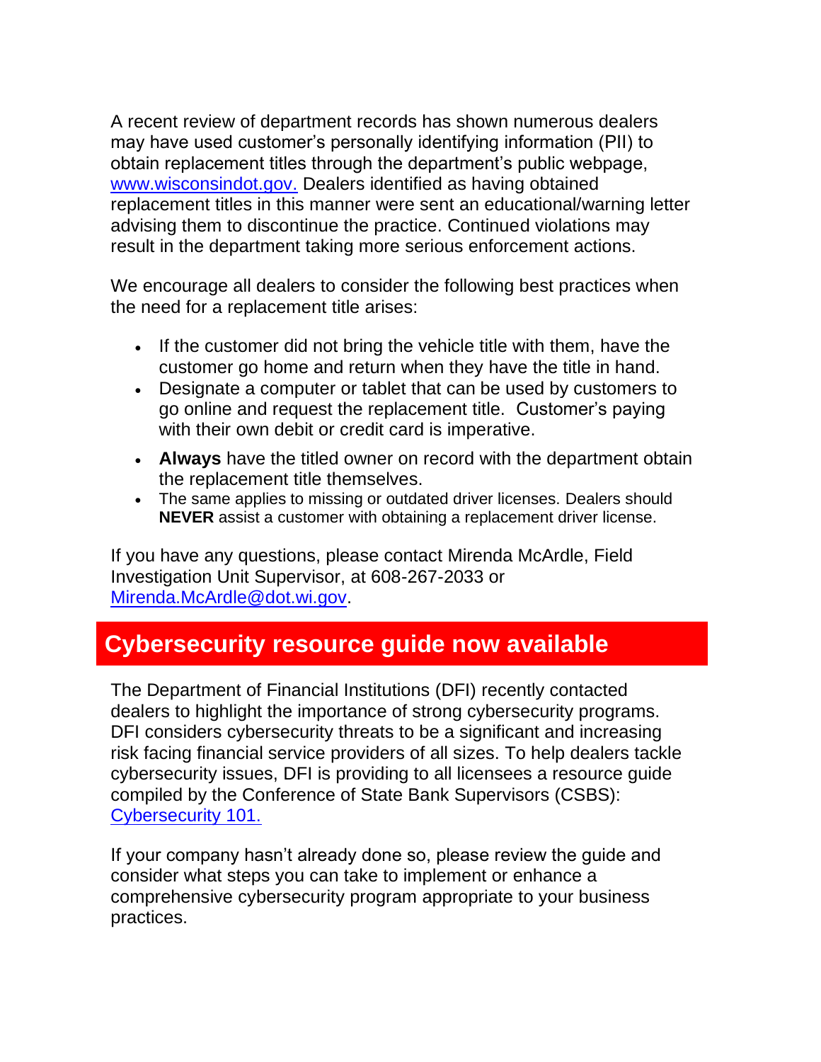A recent review of department records has shown numerous dealers may have used customer's personally identifying information (PII) to obtain replacement titles through the department's public webpage, [www.wisconsindot.gov.](www.wisconsindot.gov) Dealers identified as having obtained replacement titles in this manner were sent an educational/warning letter advising them to discontinue the practice. Continued violations may result in the department taking more serious enforcement actions.

We encourage all dealers to consider the following best practices when the need for a replacement title arises:

- If the customer did not bring the vehicle title with them, have the customer go home and return when they have the title in hand.
- Designate a computer or tablet that can be used by customers to go online and request the replacement title. Customer's paying with their own debit or credit card is imperative.
- **Always** have the titled owner on record with the department obtain the replacement title themselves.
- The same applies to missing or outdated driver licenses. Dealers should **NEVER** assist a customer with obtaining a replacement driver license.

If you have any questions, please contact Mirenda McArdle, Field Investigation Unit Supervisor, at 608-267-2033 or [Mirenda.McArdle@dot.wi.gov](mailto:Mirenda.McArdle@dot.wi.gov).

## Cybersecurity resource guide now available

The Department of Financial Institutions (DFI) recently contacted dealers to highlight the importance of strong cybersecurity programs. DFI considers cybersecurity threats to be a significant and increasing risk facing financial service providers of all sizes. To help dealers tackle cybersecurity issues, DFI is providing to all licensees a resource guide compiled by the Conference of State Bank Supervisors (CSBS): Cybersecurity 101.

If your company hasn't already done so, please review the guide and consider what steps you can take to implement or enhance a comprehensive cybersecurity program appropriate to your business practices.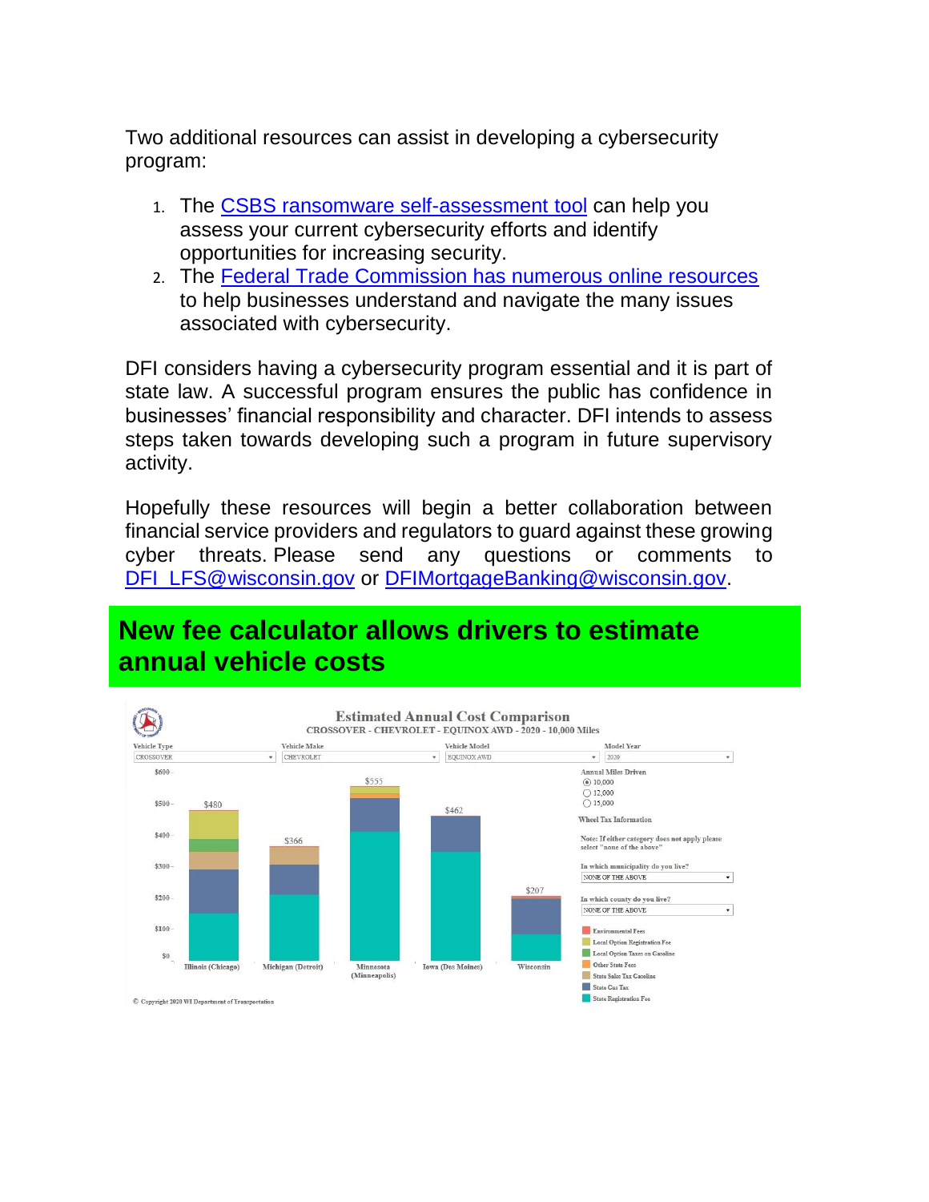Two additional resources can assist in developing a cybersecurity program:

1. The [CSBS ransomware self-assessment tool](#) can help you assess your current cybersecurity efforts and identify opportunities for increasing security.
2. The [Federal Trade Commission has numerous online resources](#) to help businesses understand and navigate the many issues associated with cybersecurity.

DFI considers having a cybersecurity program essential and it is part of state law. A successful program ensures the public has confidence in businesses' financial responsibility and character. DFI intends to assess steps taken towards developing such a program in future supervisory activity.

Hopefully these resources will begin a better collaboration between financial service providers and regulators to guard against these growing cyber threats. Please send any questions or comments to DFI_LFS@wisconsin.gov or DFIMortgageBanking@wisconsin.gov.

## New fee calculator allows drivers to estimate annual vehicle costs

**Estimated Annual Cost Comparison**

CROSSOVER - CHEVROLET - EQUINOX AWD - 2020 - 10,000 Miles

Vehicle Type: CROSSOVER | Vehicle Make: CHEVROLET | Vehicle Model: EQUINOX AWD | Model Year: 2020

| Location | Estimated Annual Cost |
| --- | --- |
| Illinois (Chicago) | $480 |
| Michigan (Detroit) | $366 |
| Minnesota (Minneapolis) | $555 |
| Iowa (Des Moines) | $462 |
| Wisconsin | $207 |

Annual Miles Driven: 10,000 (selected) / 12,000 / 15,000

Wheel Tax Information

Note: If either category does not apply please select "none of the above"

In which municipality do you live? NONE OF THE ABOVE

In which county do you live? NONE OF THE ABOVE

Legend: Environmental Fees; Local Option Registration Fee; Local Option Taxes on Gasoline; Other State Fees; State Sales Tax Gasoline; State Gas Tax; State Registration Fee

© Copyright 2020 WI Department of Transportation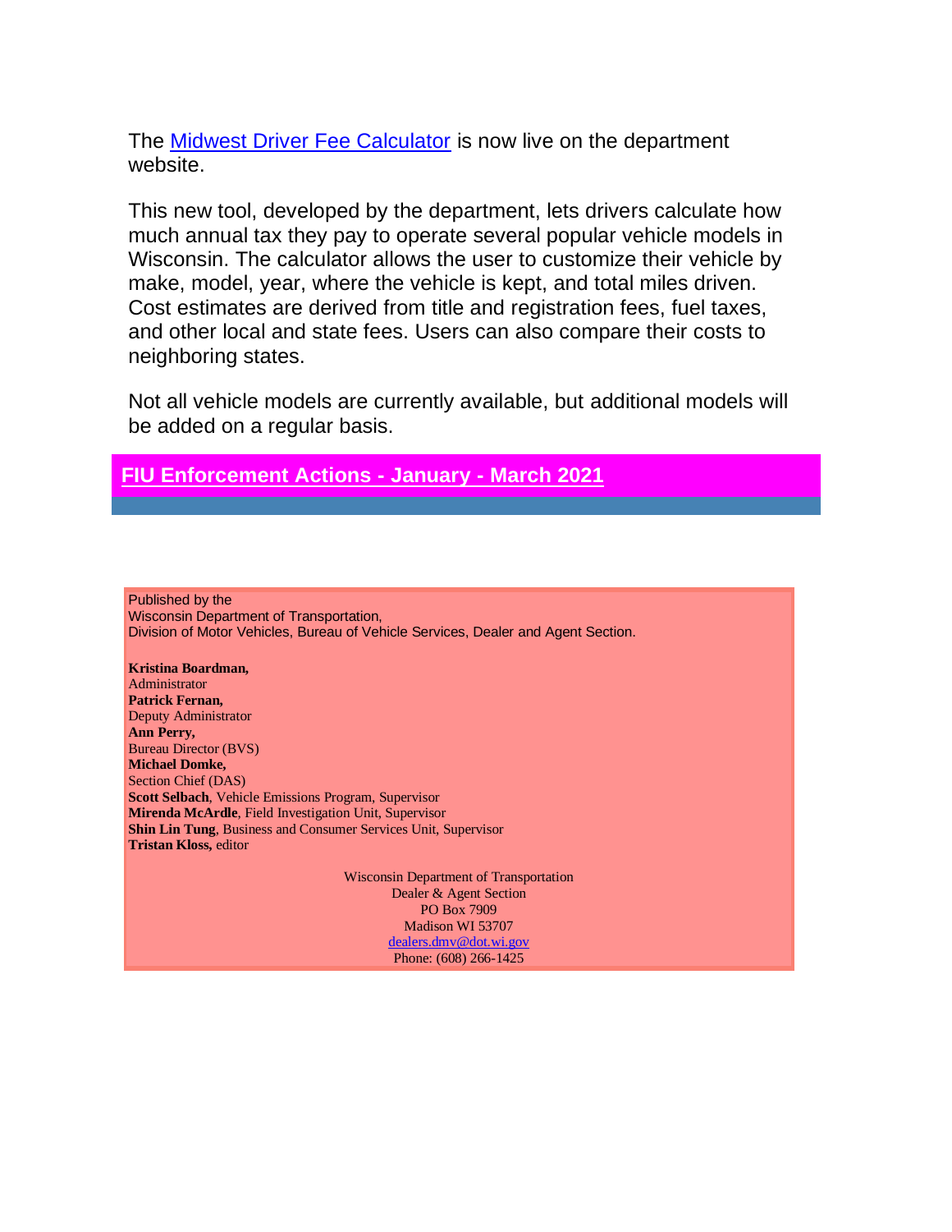The Midwest Driver Fee Calculator is now live on the department website.

This new tool, developed by the department, lets drivers calculate how much annual tax they pay to operate several popular vehicle models in Wisconsin. The calculator allows the user to customize their vehicle by make, model, year, where the vehicle is kept, and total miles driven. Cost estimates are derived from title and registration fees, fuel taxes, and other local and state fees. Users can also compare their costs to neighboring states.

Not all vehicle models are currently available, but additional models will be added on a regular basis.

## FIU Enforcement Actions - January - March 2021

Published by the
Wisconsin Department of Transportation,
Division of Motor Vehicles, Bureau of Vehicle Services, Dealer and Agent Section.

**Kristina Boardman,**
Administrator
**Patrick Fernan,**
Deputy Administrator
**Ann Perry,**
Bureau Director (BVS)
**Michael Domke,**
Section Chief (DAS)
**Scott Selbach**, Vehicle Emissions Program, Supervisor
**Mirenda McArdle**, Field Investigation Unit, Supervisor
**Shin Lin Tung**, Business and Consumer Services Unit, Supervisor
**Tristan Kloss,** editor

Wisconsin Department of Transportation
Dealer & Agent Section
PO Box 7909
Madison WI 53707
dealers.dmv@dot.wi.gov
Phone: (608) 266-1425